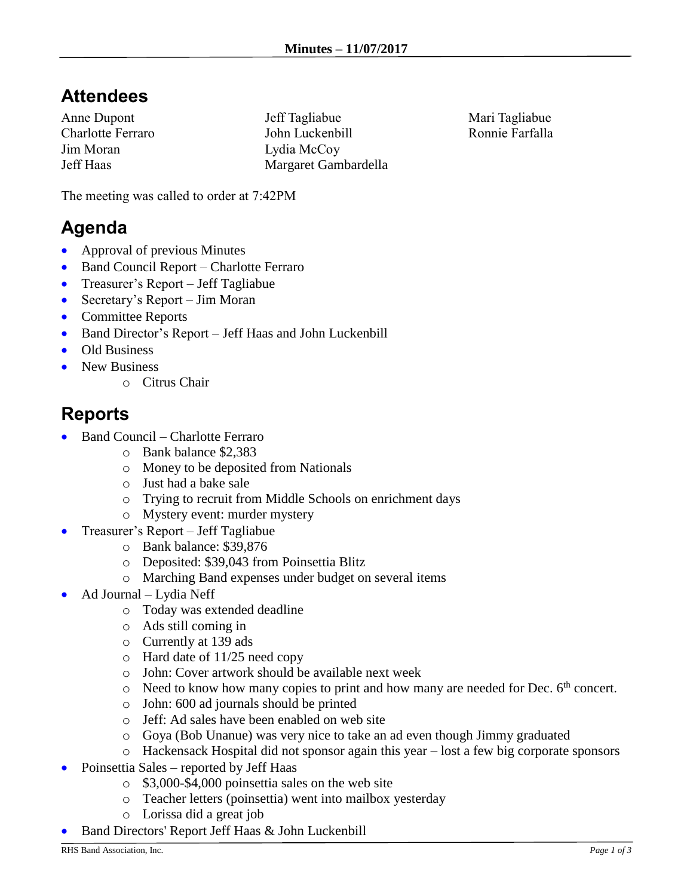**Minutes – 11/07/2017**

## Attendees

Anne Dupont
Charlotte Ferraro
Jim Moran
Jeff Haas
Jeff Tagliabue
John Luckenbill
Lydia McCoy
Margaret Gambardella
Mari Tagliabue
Ronnie Farfalla

The meeting was called to order at 7:42PM

## Agenda

- Approval of previous Minutes
- Band Council Report – Charlotte Ferraro
- Treasurer's Report – Jeff Tagliabue
- Secretary's Report – Jim Moran
- Committee Reports
- Band Director's Report – Jeff Haas and John Luckenbill
- Old Business
- New Business
    - Citrus Chair

## Reports

- Band Council – Charlotte Ferraro
    - Bank balance $2,383
    - Money to be deposited from Nationals
    - Just had a bake sale
    - Trying to recruit from Middle Schools on enrichment days
    - Mystery event: murder mystery
- Treasurer's Report – Jeff Tagliabue
    - Bank balance: $39,876
    - Deposited: $39,043 from Poinsettia Blitz
    - Marching Band expenses under budget on several items
- Ad Journal – Lydia Neff
    - Today was extended deadline
    - Ads still coming in
    - Currently at 139 ads
    - Hard date of 11/25 need copy
    - John: Cover artwork should be available next week
    - Need to know how many copies to print and how many are needed for Dec. 6th concert.
    - John: 600 ad journals should be printed
    - Jeff: Ad sales have been enabled on web site
    - Goya (Bob Unanue) was very nice to take an ad even though Jimmy graduated
    - Hackensack Hospital did not sponsor again this year – lost a few big corporate sponsors
- Poinsettia Sales – reported by Jeff Haas
    - $3,000-$4,000 poinsettia sales on the web site
    - Teacher letters (poinsettia) went into mailbox yesterday
    - Lorissa did a great job
- Band Directors' Report Jeff Haas & John Luckenbill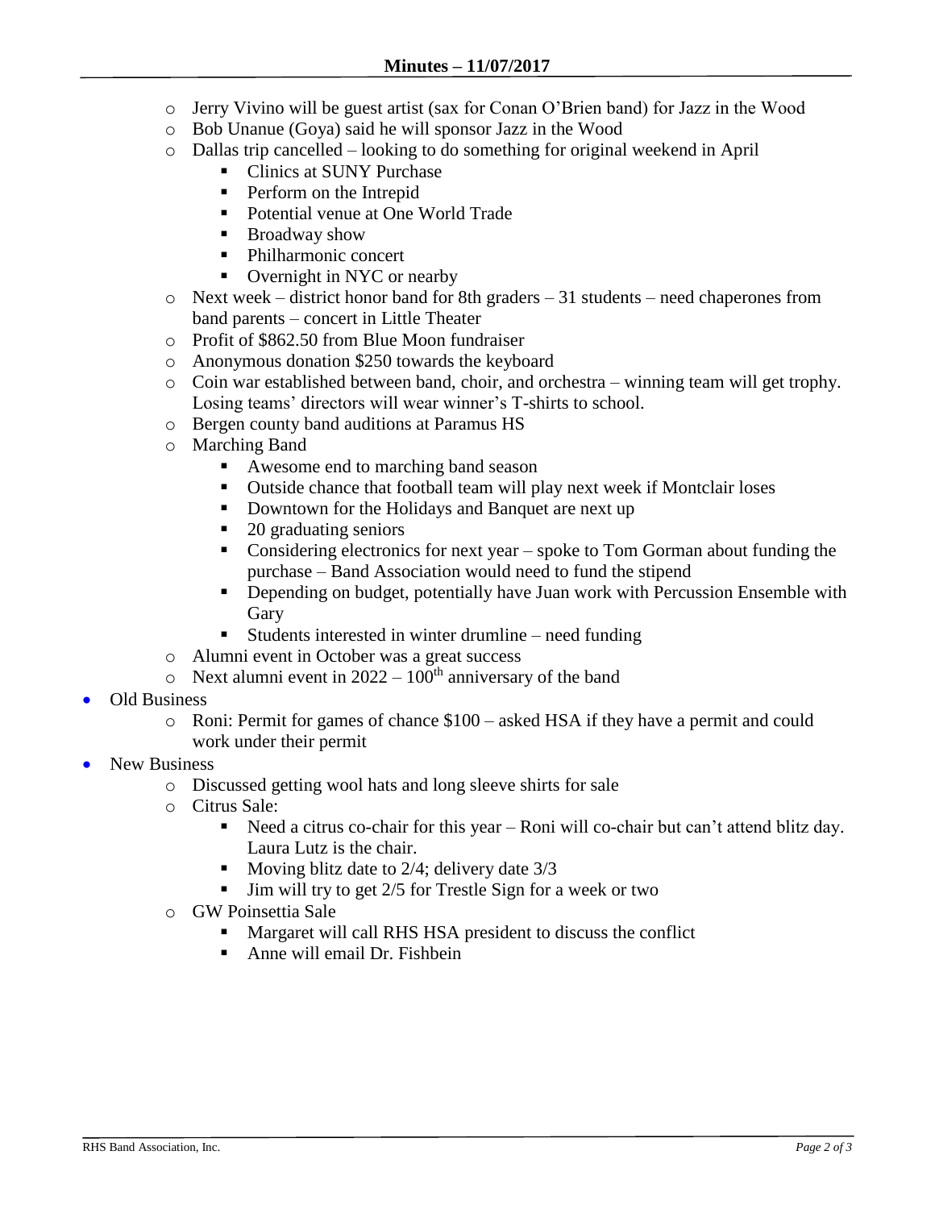- Jerry Vivino will be guest artist (sax for Conan O'Brien band) for Jazz in the Wood
  - Bob Unanue (Goya) said he will sponsor Jazz in the Wood
  - Dallas trip cancelled – looking to do something for original weekend in April
    - Clinics at SUNY Purchase
    - Perform on the Intrepid
    - Potential venue at One World Trade
    - Broadway show
    - Philharmonic concert
    - Overnight in NYC or nearby
  - Next week – district honor band for 8th graders – 31 students – need chaperones from band parents – concert in Little Theater
  - Profit of $862.50 from Blue Moon fundraiser
  - Anonymous donation $250 towards the keyboard
  - Coin war established between band, choir, and orchestra – winning team will get trophy. Losing teams' directors will wear winner's T-shirts to school.
  - Bergen county band auditions at Paramus HS
  - Marching Band
    - Awesome end to marching band season
    - Outside chance that football team will play next week if Montclair loses
    - Downtown for the Holidays and Banquet are next up
    - 20 graduating seniors
    - Considering electronics for next year – spoke to Tom Gorman about funding the purchase – Band Association would need to fund the stipend
    - Depending on budget, potentially have Juan work with Percussion Ensemble with Gary
    - Students interested in winter drumline – need funding
  - Alumni event in October was a great success
  - Next alumni event in 2022 – 100th anniversary of the band
- Old Business
  - Roni: Permit for games of chance $100 – asked HSA if they have a permit and could work under their permit
- New Business
  - Discussed getting wool hats and long sleeve shirts for sale
  - Citrus Sale:
    - Need a citrus co-chair for this year – Roni will co-chair but can't attend blitz day. Laura Lutz is the chair.
    - Moving blitz date to 2/4; delivery date 3/3
    - Jim will try to get 2/5 for Trestle Sign for a week or two
  - GW Poinsettia Sale
    - Margaret will call RHS HSA president to discuss the conflict
    - Anne will email Dr. Fishbein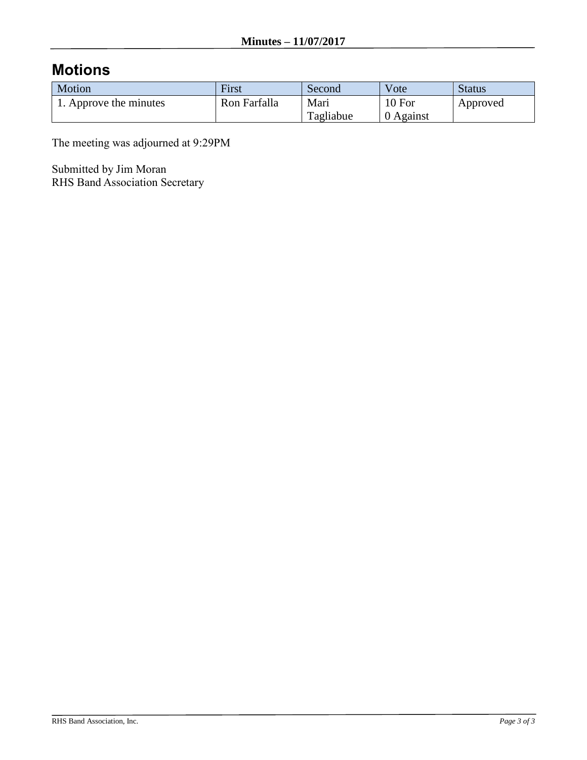## Motions

| Motion | First | Second | Vote | Status |
|---|---|---|---|---|
| 1. Approve the minutes | Ron Farfalla | Mari Tagliabue | 10 For 0 Against | Approved |

The meeting was adjourned at 9:29PM

Submitted by Jim Moran
RHS Band Association Secretary